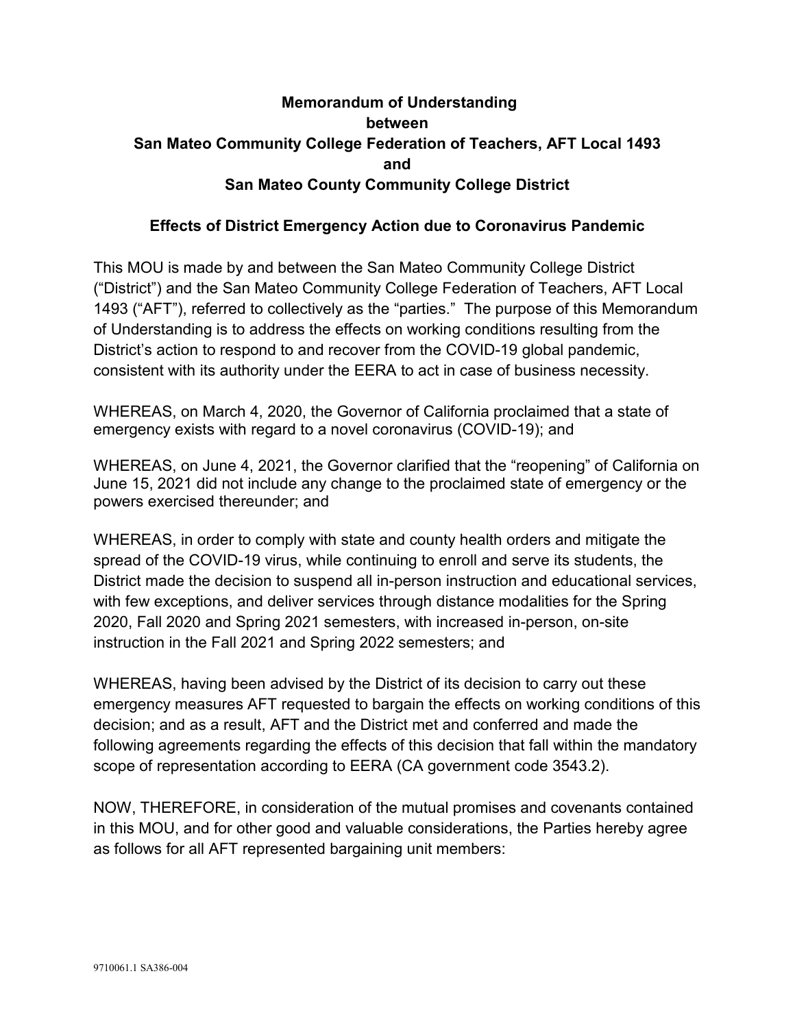# Memorandum of Understanding between San Mateo Community College Federation of Teachers, AFT Local 1493 and San Mateo County Community College District

## Effects of District Emergency Action due to Coronavirus Pandemic

This MOU is made by and between the San Mateo Community College District ("District") and the San Mateo Community College Federation of Teachers, AFT Local 1493 ("AFT"), referred to collectively as the "parties." The purpose of this Memorandum of Understanding is to address the effects on working conditions resulting from the District's action to respond to and recover from the COVID-19 global pandemic, consistent with its authority under the EERA to act in case of business necessity.

WHEREAS, on March 4, 2020, the Governor of California proclaimed that a state of emergency exists with regard to a novel coronavirus (COVID-19); and

WHEREAS, on June 4, 2021, the Governor clarified that the "reopening" of California on June 15, 2021 did not include any change to the proclaimed state of emergency or the powers exercised thereunder; and

WHEREAS, in order to comply with state and county health orders and mitigate the spread of the COVID-19 virus, while continuing to enroll and serve its students, the District made the decision to suspend all in-person instruction and educational services, with few exceptions, and deliver services through distance modalities for the Spring 2020, Fall 2020 and Spring 2021 semesters, with increased in-person, on-site instruction in the Fall 2021 and Spring 2022 semesters; and

WHEREAS, having been advised by the District of its decision to carry out these emergency measures AFT requested to bargain the effects on working conditions of this decision; and as a result, AFT and the District met and conferred and made the following agreements regarding the effects of this decision that fall within the mandatory scope of representation according to EERA (CA government code 3543.2).

NOW, THEREFORE, in consideration of the mutual promises and covenants contained in this MOU, and for other good and valuable considerations, the Parties hereby agree as follows for all AFT represented bargaining unit members:

9710061.1 SA386-004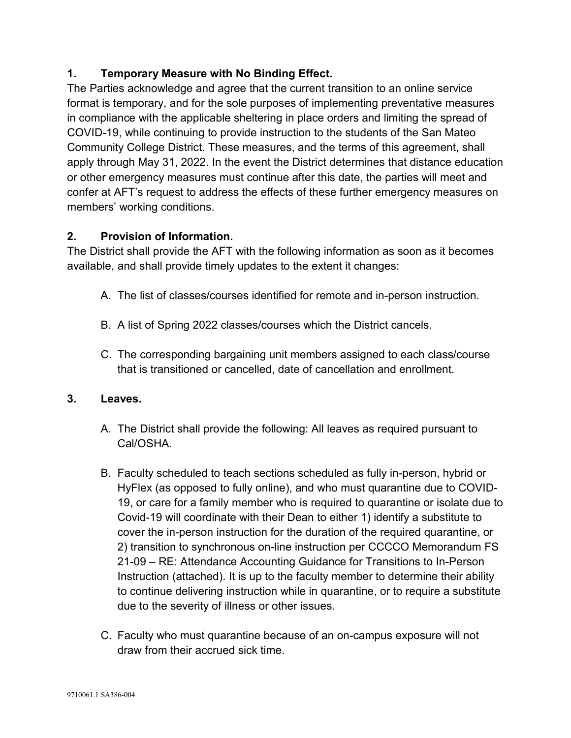**1. Temporary Measure with No Binding Effect.**

The Parties acknowledge and agree that the current transition to an online service format is temporary, and for the sole purposes of implementing preventative measures in compliance with the applicable sheltering in place orders and limiting the spread of COVID-19, while continuing to provide instruction to the students of the San Mateo Community College District. These measures, and the terms of this agreement, shall apply through May 31, 2022. In the event the District determines that distance education or other emergency measures must continue after this date, the parties will meet and confer at AFT's request to address the effects of these further emergency measures on members' working conditions.

**2. Provision of Information.**

The District shall provide the AFT with the following information as soon as it becomes available, and shall provide timely updates to the extent it changes:

A. The list of classes/courses identified for remote and in-person instruction.

B. A list of Spring 2022 classes/courses which the District cancels.

C. The corresponding bargaining unit members assigned to each class/course that is transitioned or cancelled, date of cancellation and enrollment.

**3. Leaves.**

A. The District shall provide the following: All leaves as required pursuant to Cal/OSHA.

B. Faculty scheduled to teach sections scheduled as fully in-person, hybrid or HyFlex (as opposed to fully online), and who must quarantine due to COVID-19, or care for a family member who is required to quarantine or isolate due to Covid-19 will coordinate with their Dean to either 1) identify a substitute to cover the in-person instruction for the duration of the required quarantine, or 2) transition to synchronous on-line instruction per CCCCO Memorandum FS 21-09 – RE: Attendance Accounting Guidance for Transitions to In-Person Instruction (attached). It is up to the faculty member to determine their ability to continue delivering instruction while in quarantine, or to require a substitute due to the severity of illness or other issues.

C. Faculty who must quarantine because of an on-campus exposure will not draw from their accrued sick time.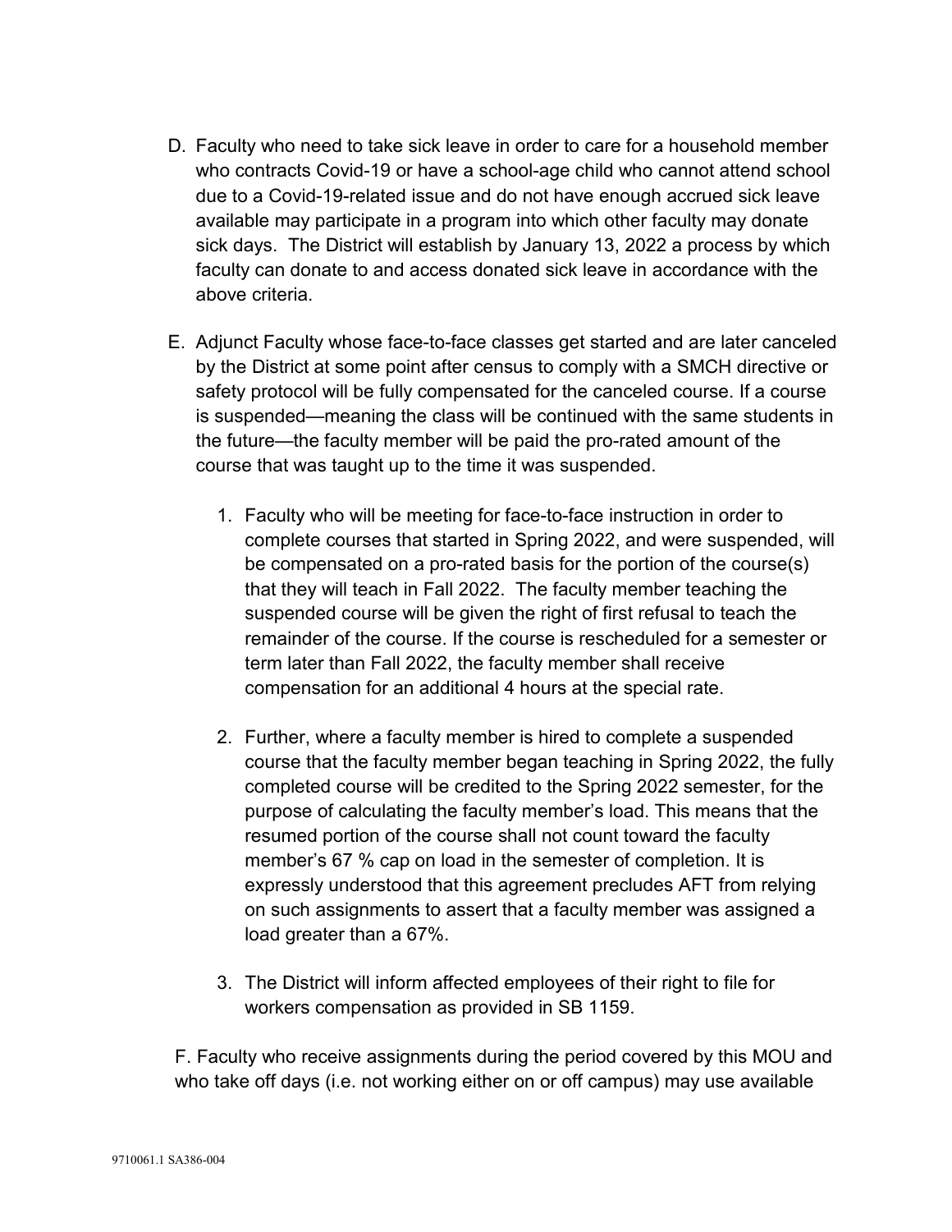D. Faculty who need to take sick leave in order to care for a household member who contracts Covid-19 or have a school-age child who cannot attend school due to a Covid-19-related issue and do not have enough accrued sick leave available may participate in a program into which other faculty may donate sick days. The District will establish by January 13, 2022 a process by which faculty can donate to and access donated sick leave in accordance with the above criteria.

E. Adjunct Faculty whose face-to-face classes get started and are later canceled by the District at some point after census to comply with a SMCH directive or safety protocol will be fully compensated for the canceled course. If a course is suspended—meaning the class will be continued with the same students in the future—the faculty member will be paid the pro-rated amount of the course that was taught up to the time it was suspended.

1. Faculty who will be meeting for face-to-face instruction in order to complete courses that started in Spring 2022, and were suspended, will be compensated on a pro-rated basis for the portion of the course(s) that they will teach in Fall 2022. The faculty member teaching the suspended course will be given the right of first refusal to teach the remainder of the course. If the course is rescheduled for a semester or term later than Fall 2022, the faculty member shall receive compensation for an additional 4 hours at the special rate.

2. Further, where a faculty member is hired to complete a suspended course that the faculty member began teaching in Spring 2022, the fully completed course will be credited to the Spring 2022 semester, for the purpose of calculating the faculty member's load. This means that the resumed portion of the course shall not count toward the faculty member's 67 % cap on load in the semester of completion. It is expressly understood that this agreement precludes AFT from relying on such assignments to assert that a faculty member was assigned a load greater than a 67%.

3. The District will inform affected employees of their right to file for workers compensation as provided in SB 1159.

F. Faculty who receive assignments during the period covered by this MOU and who take off days (i.e. not working either on or off campus) may use available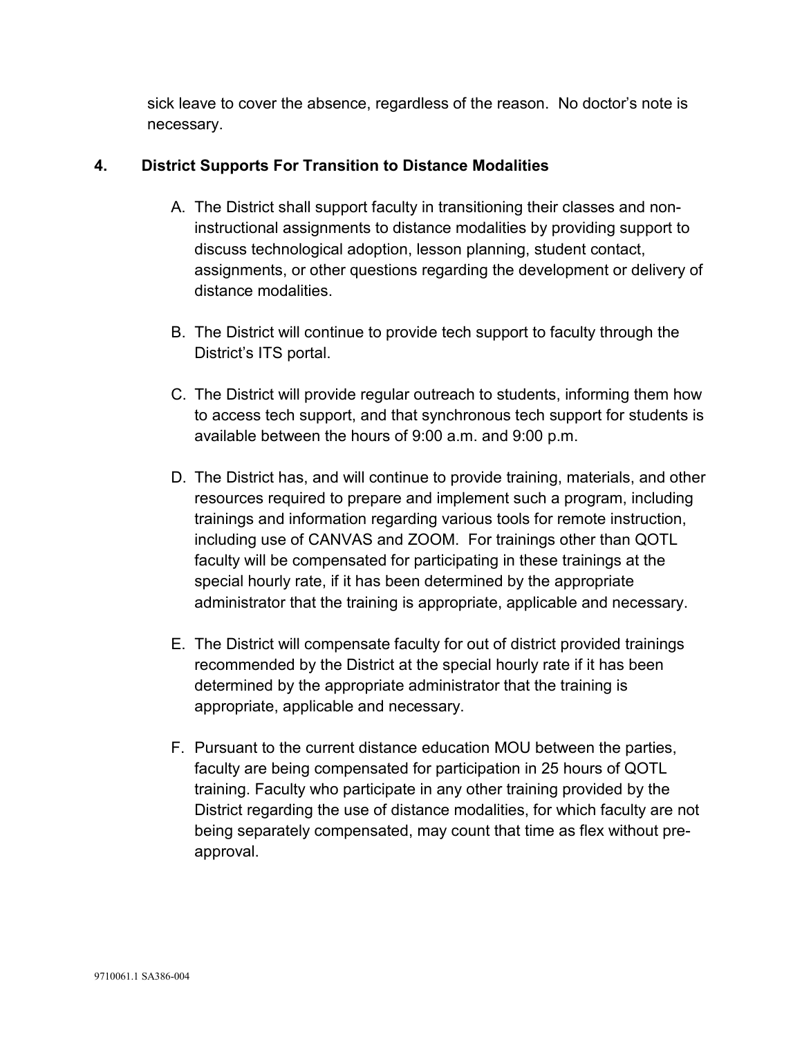sick leave to cover the absence, regardless of the reason. No doctor's note is necessary.

## 4. District Supports For Transition to Distance Modalities

A. The District shall support faculty in transitioning their classes and non-instructional assignments to distance modalities by providing support to discuss technological adoption, lesson planning, student contact, assignments, or other questions regarding the development or delivery of distance modalities.

B. The District will continue to provide tech support to faculty through the District's ITS portal.

C. The District will provide regular outreach to students, informing them how to access tech support, and that synchronous tech support for students is available between the hours of 9:00 a.m. and 9:00 p.m.

D. The District has, and will continue to provide training, materials, and other resources required to prepare and implement such a program, including trainings and information regarding various tools for remote instruction, including use of CANVAS and ZOOM. For trainings other than QOTL faculty will be compensated for participating in these trainings at the special hourly rate, if it has been determined by the appropriate administrator that the training is appropriate, applicable and necessary.

E. The District will compensate faculty for out of district provided trainings recommended by the District at the special hourly rate if it has been determined by the appropriate administrator that the training is appropriate, applicable and necessary.

F. Pursuant to the current distance education MOU between the parties, faculty are being compensated for participation in 25 hours of QOTL training. Faculty who participate in any other training provided by the District regarding the use of distance modalities, for which faculty are not being separately compensated, may count that time as flex without pre-approval.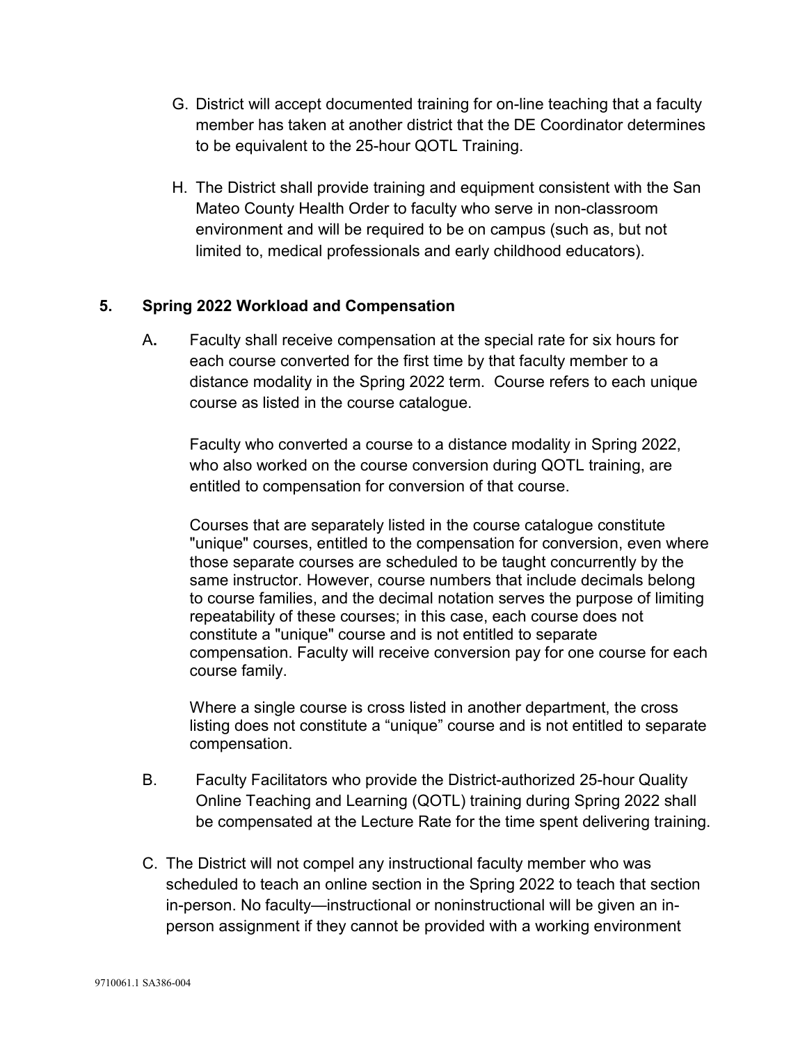G. District will accept documented training for on-line teaching that a faculty member has taken at another district that the DE Coordinator determines to be equivalent to the 25-hour QOTL Training.

H. The District shall provide training and equipment consistent with the San Mateo County Health Order to faculty who serve in non-classroom environment and will be required to be on campus (such as, but not limited to, medical professionals and early childhood educators).

## 5. Spring 2022 Workload and Compensation

A. Faculty shall receive compensation at the special rate for six hours for each course converted for the first time by that faculty member to a distance modality in the Spring 2022 term. Course refers to each unique course as listed in the course catalogue.

Faculty who converted a course to a distance modality in Spring 2022, who also worked on the course conversion during QOTL training, are entitled to compensation for conversion of that course.

Courses that are separately listed in the course catalogue constitute "unique" courses, entitled to the compensation for conversion, even where those separate courses are scheduled to be taught concurrently by the same instructor. However, course numbers that include decimals belong to course families, and the decimal notation serves the purpose of limiting repeatability of these courses; in this case, each course does not constitute a "unique" course and is not entitled to separate compensation. Faculty will receive conversion pay for one course for each course family.

Where a single course is cross listed in another department, the cross listing does not constitute a “unique” course and is not entitled to separate compensation.

B. Faculty Facilitators who provide the District-authorized 25-hour Quality Online Teaching and Learning (QOTL) training during Spring 2022 shall be compensated at the Lecture Rate for the time spent delivering training.

C. The District will not compel any instructional faculty member who was scheduled to teach an online section in the Spring 2022 to teach that section in-person. No faculty—instructional or noninstructional will be given an in-person assignment if they cannot be provided with a working environment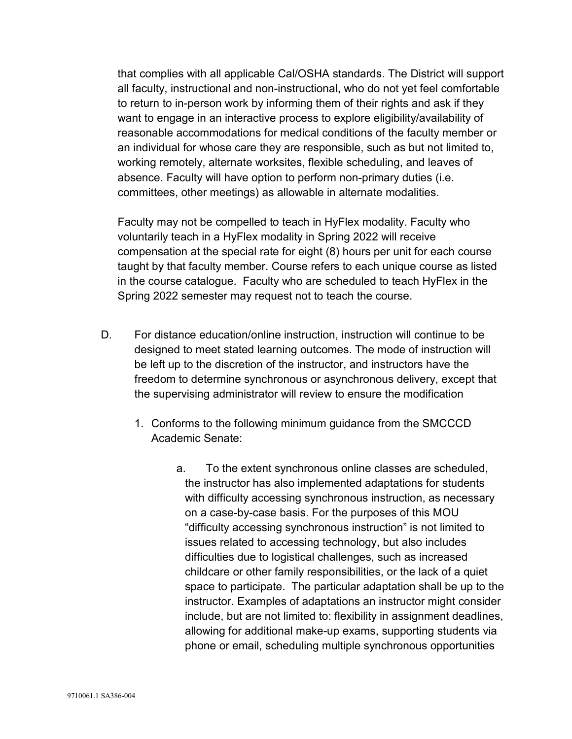that complies with all applicable Cal/OSHA standards. The District will support all faculty, instructional and non-instructional, who do not yet feel comfortable to return to in-person work by informing them of their rights and ask if they want to engage in an interactive process to explore eligibility/availability of reasonable accommodations for medical conditions of the faculty member or an individual for whose care they are responsible, such as but not limited to, working remotely, alternate worksites, flexible scheduling, and leaves of absence. Faculty will have option to perform non-primary duties (i.e. committees, other meetings) as allowable in alternate modalities.

Faculty may not be compelled to teach in HyFlex modality. Faculty who voluntarily teach in a HyFlex modality in Spring 2022 will receive compensation at the special rate for eight (8) hours per unit for each course taught by that faculty member. Course refers to each unique course as listed in the course catalogue. Faculty who are scheduled to teach HyFlex in the Spring 2022 semester may request not to teach the course.

D. For distance education/online instruction, instruction will continue to be designed to meet stated learning outcomes. The mode of instruction will be left up to the discretion of the instructor, and instructors have the freedom to determine synchronous or asynchronous delivery, except that the supervising administrator will review to ensure the modification

   1. Conforms to the following minimum guidance from the SMCCCD Academic Senate:

      a. To the extent synchronous online classes are scheduled, the instructor has also implemented adaptations for students with difficulty accessing synchronous instruction, as necessary on a case-by-case basis. For the purposes of this MOU "difficulty accessing synchronous instruction" is not limited to issues related to accessing technology, but also includes difficulties due to logistical challenges, such as increased childcare or other family responsibilities, or the lack of a quiet space to participate. The particular adaptation shall be up to the instructor. Examples of adaptations an instructor might consider include, but are not limited to: flexibility in assignment deadlines, allowing for additional make-up exams, supporting students via phone or email, scheduling multiple synchronous opportunities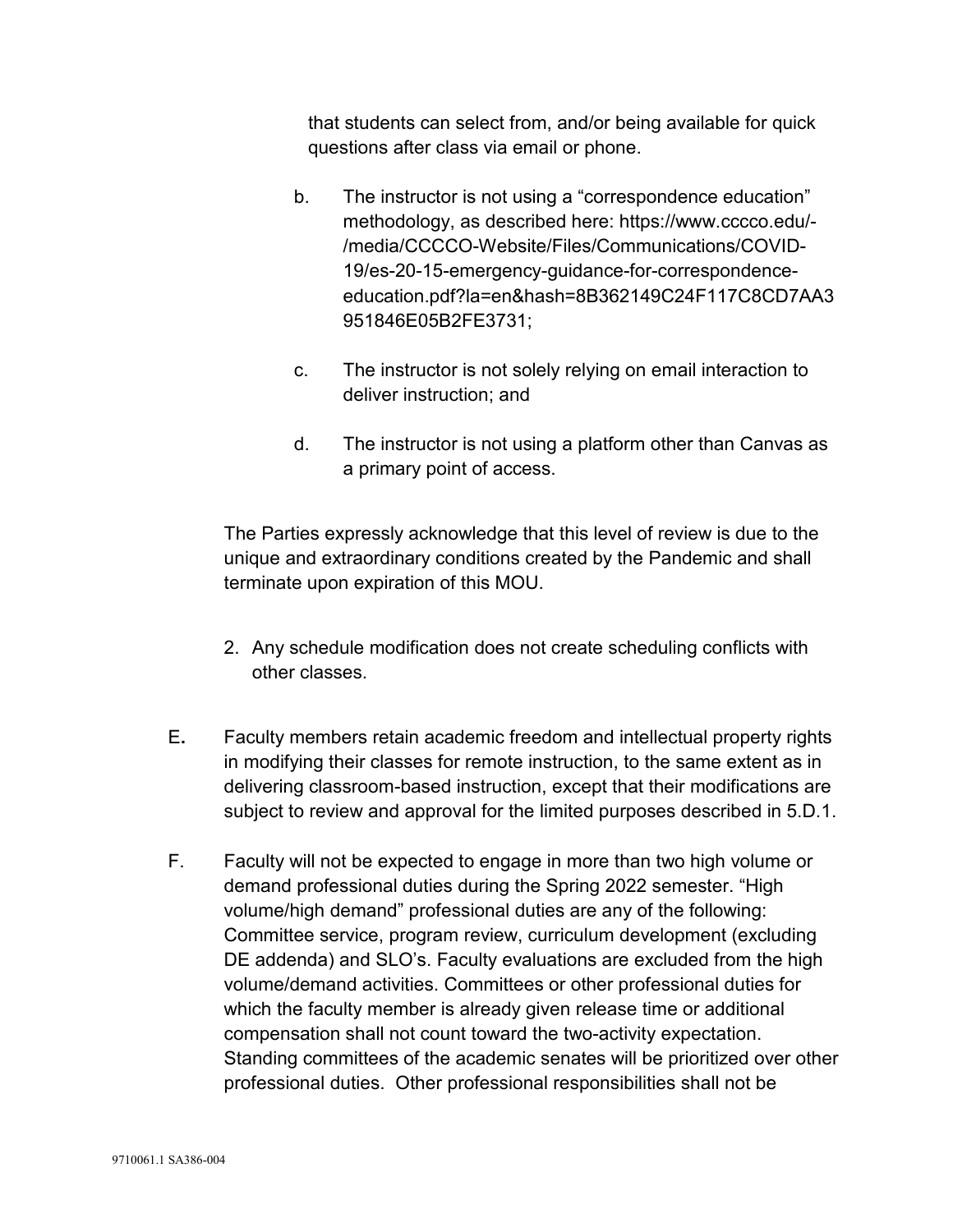that students can select from, and/or being available for quick questions after class via email or phone.

b. The instructor is not using a "correspondence education" methodology, as described here: https://www.cccco.edu/-/media/CCCCO-Website/Files/Communications/COVID-19/es-20-15-emergency-guidance-for-correspondence-education.pdf?la=en&hash=8B362149C24F117C8CD7AA3951846E05B2FE3731;

c. The instructor is not solely relying on email interaction to deliver instruction; and

d. The instructor is not using a platform other than Canvas as a primary point of access.

The Parties expressly acknowledge that this level of review is due to the unique and extraordinary conditions created by the Pandemic and shall terminate upon expiration of this MOU.

2. Any schedule modification does not create scheduling conflicts with other classes.

E**.** Faculty members retain academic freedom and intellectual property rights in modifying their classes for remote instruction, to the same extent as in delivering classroom-based instruction, except that their modifications are subject to review and approval for the limited purposes described in 5.D.1.

F. Faculty will not be expected to engage in more than two high volume or demand professional duties during the Spring 2022 semester. "High volume/high demand" professional duties are any of the following: Committee service, program review, curriculum development (excluding DE addenda) and SLO's. Faculty evaluations are excluded from the high volume/demand activities. Committees or other professional duties for which the faculty member is already given release time or additional compensation shall not count toward the two-activity expectation. Standing committees of the academic senates will be prioritized over other professional duties. Other professional responsibilities shall not be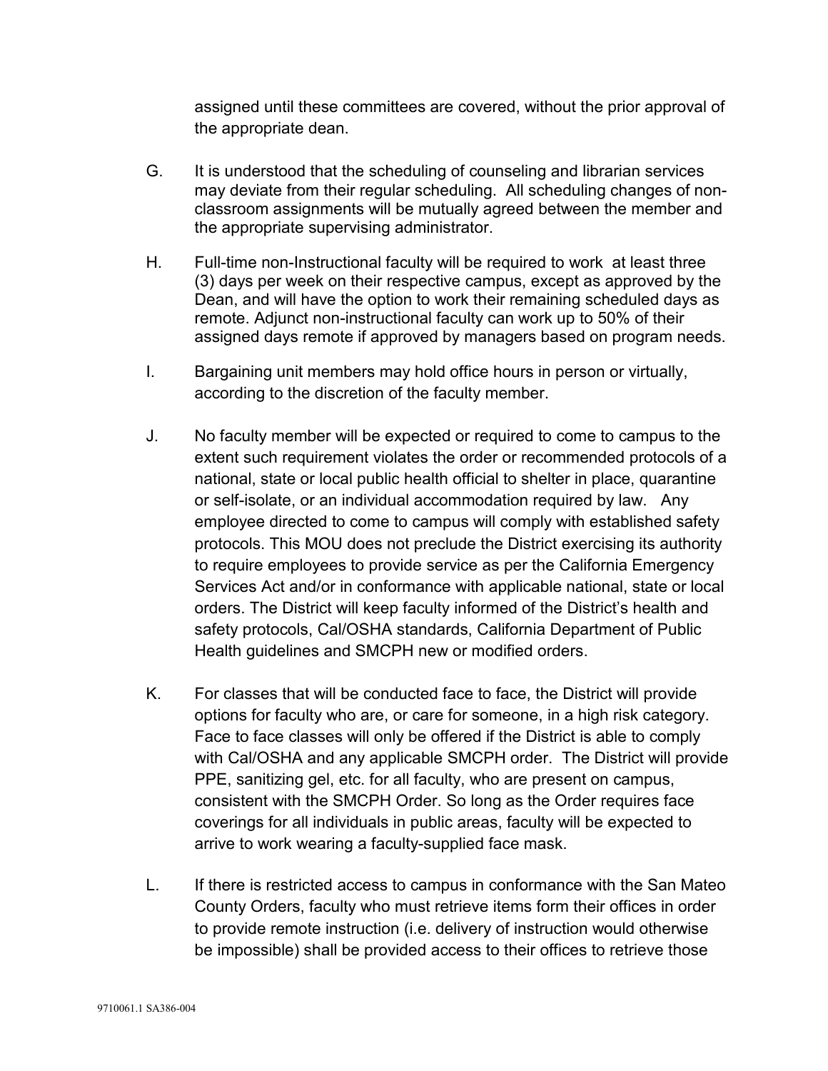assigned until these committees are covered, without the prior approval of the appropriate dean.

G. It is understood that the scheduling of counseling and librarian services may deviate from their regular scheduling. All scheduling changes of non-classroom assignments will be mutually agreed between the member and the appropriate supervising administrator.

H. Full-time non-Instructional faculty will be required to work at least three (3) days per week on their respective campus, except as approved by the Dean, and will have the option to work their remaining scheduled days as remote. Adjunct non-instructional faculty can work up to 50% of their assigned days remote if approved by managers based on program needs.

I. Bargaining unit members may hold office hours in person or virtually, according to the discretion of the faculty member.

J. No faculty member will be expected or required to come to campus to the extent such requirement violates the order or recommended protocols of a national, state or local public health official to shelter in place, quarantine or self-isolate, or an individual accommodation required by law. Any employee directed to come to campus will comply with established safety protocols. This MOU does not preclude the District exercising its authority to require employees to provide service as per the California Emergency Services Act and/or in conformance with applicable national, state or local orders. The District will keep faculty informed of the District's health and safety protocols, Cal/OSHA standards, California Department of Public Health guidelines and SMCPH new or modified orders.

K. For classes that will be conducted face to face, the District will provide options for faculty who are, or care for someone, in a high risk category. Face to face classes will only be offered if the District is able to comply with Cal/OSHA and any applicable SMCPH order. The District will provide PPE, sanitizing gel, etc. for all faculty, who are present on campus, consistent with the SMCPH Order. So long as the Order requires face coverings for all individuals in public areas, faculty will be expected to arrive to work wearing a faculty-supplied face mask.

L. If there is restricted access to campus in conformance with the San Mateo County Orders, faculty who must retrieve items form their offices in order to provide remote instruction (i.e. delivery of instruction would otherwise be impossible) shall be provided access to their offices to retrieve those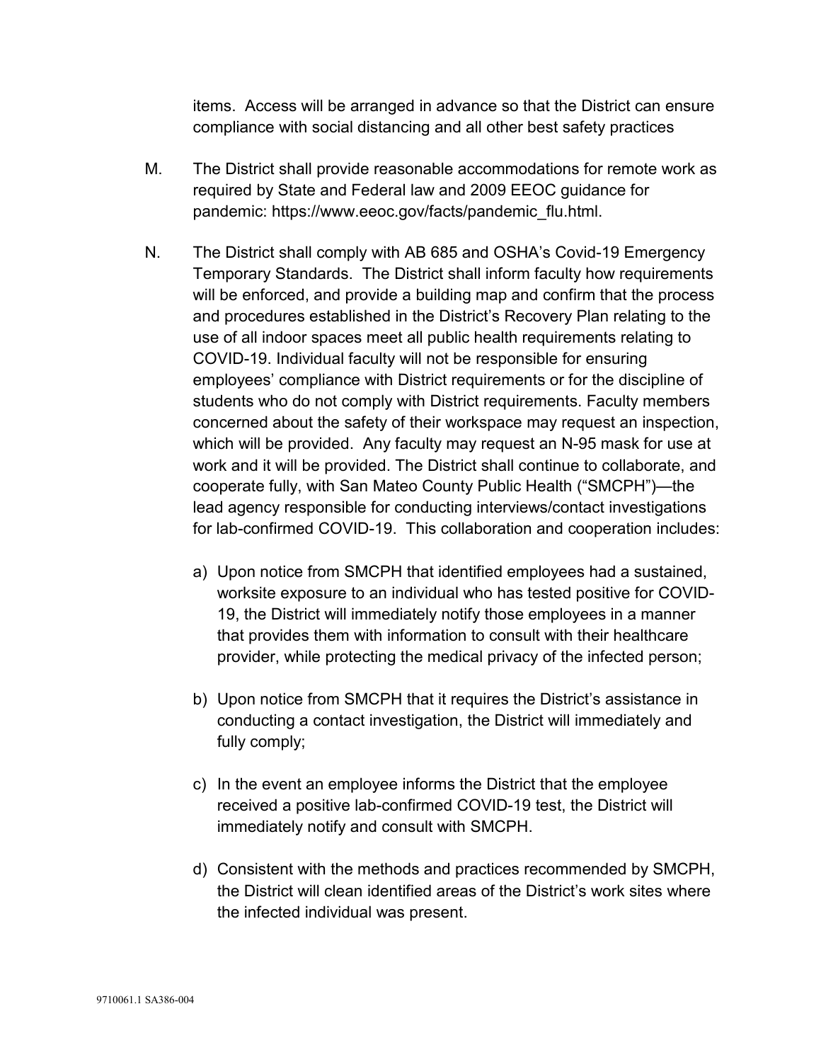items. Access will be arranged in advance so that the District can ensure compliance with social distancing and all other best safety practices

M. The District shall provide reasonable accommodations for remote work as required by State and Federal law and 2009 EEOC guidance for pandemic: https://www.eeoc.gov/facts/pandemic_flu.html.

N. The District shall comply with AB 685 and OSHA's Covid-19 Emergency Temporary Standards. The District shall inform faculty how requirements will be enforced, and provide a building map and confirm that the process and procedures established in the District's Recovery Plan relating to the use of all indoor spaces meet all public health requirements relating to COVID-19. Individual faculty will not be responsible for ensuring employees' compliance with District requirements or for the discipline of students who do not comply with District requirements. Faculty members concerned about the safety of their workspace may request an inspection, which will be provided. Any faculty may request an N-95 mask for use at work and it will be provided. The District shall continue to collaborate, and cooperate fully, with San Mateo County Public Health ("SMCPH")—the lead agency responsible for conducting interviews/contact investigations for lab-confirmed COVID-19. This collaboration and cooperation includes:

   a) Upon notice from SMCPH that identified employees had a sustained, worksite exposure to an individual who has tested positive for COVID-19, the District will immediately notify those employees in a manner that provides them with information to consult with their healthcare provider, while protecting the medical privacy of the infected person;

   b) Upon notice from SMCPH that it requires the District's assistance in conducting a contact investigation, the District will immediately and fully comply;

   c) In the event an employee informs the District that the employee received a positive lab-confirmed COVID-19 test, the District will immediately notify and consult with SMCPH.

   d) Consistent with the methods and practices recommended by SMCPH, the District will clean identified areas of the District's work sites where the infected individual was present.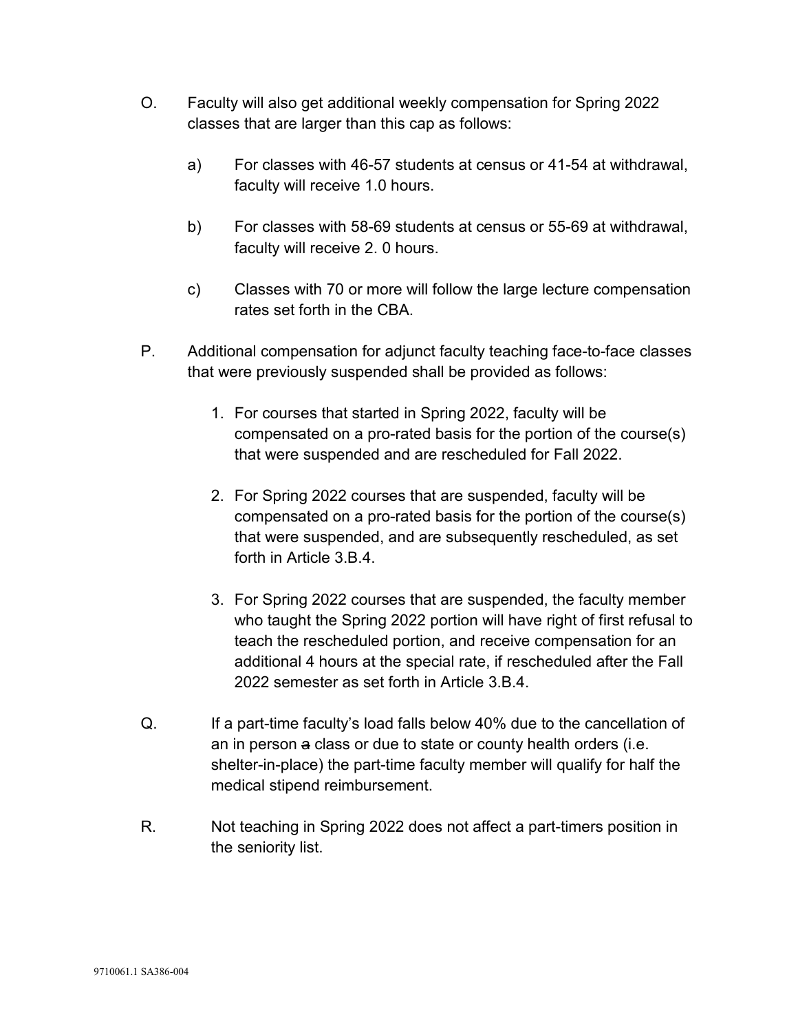O. Faculty will also get additional weekly compensation for Spring 2022 classes that are larger than this cap as follows:

   a) For classes with 46-57 students at census or 41-54 at withdrawal, faculty will receive 1.0 hours.

   b) For classes with 58-69 students at census or 55-69 at withdrawal, faculty will receive 2. 0 hours.

   c) Classes with 70 or more will follow the large lecture compensation rates set forth in the CBA.

P. Additional compensation for adjunct faculty teaching face-to-face classes that were previously suspended shall be provided as follows:

   1. For courses that started in Spring 2022, faculty will be compensated on a pro-rated basis for the portion of the course(s) that were suspended and are rescheduled for Fall 2022.

   2. For Spring 2022 courses that are suspended, faculty will be compensated on a pro-rated basis for the portion of the course(s) that were suspended, and are subsequently rescheduled, as set forth in Article 3.B.4.

   3. For Spring 2022 courses that are suspended, the faculty member who taught the Spring 2022 portion will have right of first refusal to teach the rescheduled portion, and receive compensation for an additional 4 hours at the special rate, if rescheduled after the Fall 2022 semester as set forth in Article 3.B.4.

Q. If a part-time faculty's load falls below 40% due to the cancellation of an in person ~~a~~ class or due to state or county health orders (i.e. shelter-in-place) the part-time faculty member will qualify for half the medical stipend reimbursement.

R. Not teaching in Spring 2022 does not affect a part-timers position in the seniority list.

9710061.1 SA386-004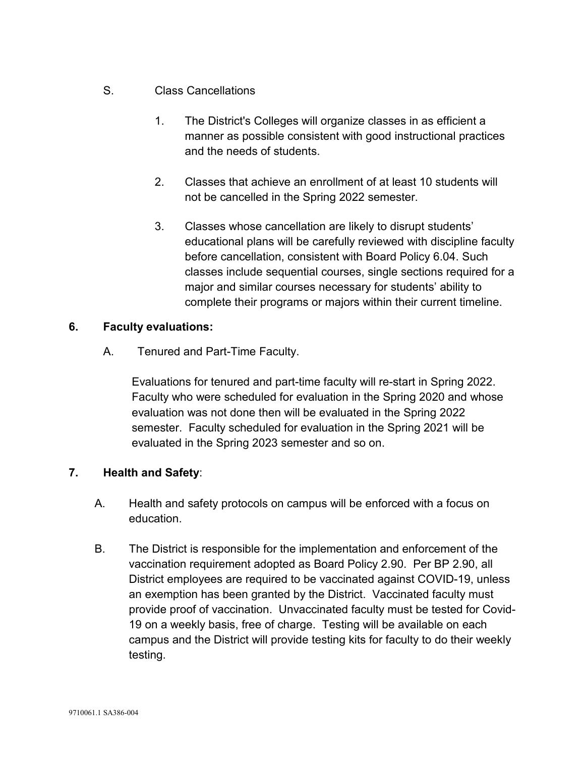S. Class Cancellations

1. The District's Colleges will organize classes in as efficient a manner as possible consistent with good instructional practices and the needs of students.

2. Classes that achieve an enrollment of at least 10 students will not be cancelled in the Spring 2022 semester.

3. Classes whose cancellation are likely to disrupt students' educational plans will be carefully reviewed with discipline faculty before cancellation, consistent with Board Policy 6.04. Such classes include sequential courses, single sections required for a major and similar courses necessary for students' ability to complete their programs or majors within their current timeline.

**6. Faculty evaluations:**

A. Tenured and Part-Time Faculty.

Evaluations for tenured and part-time faculty will re-start in Spring 2022. Faculty who were scheduled for evaluation in the Spring 2020 and whose evaluation was not done then will be evaluated in the Spring 2022 semester. Faculty scheduled for evaluation in the Spring 2021 will be evaluated in the Spring 2023 semester and so on.

**7. Health and Safety**:

A. Health and safety protocols on campus will be enforced with a focus on education.

B. The District is responsible for the implementation and enforcement of the vaccination requirement adopted as Board Policy 2.90. Per BP 2.90, all District employees are required to be vaccinated against COVID-19, unless an exemption has been granted by the District. Vaccinated faculty must provide proof of vaccination. Unvaccinated faculty must be tested for Covid-19 on a weekly basis, free of charge. Testing will be available on each campus and the District will provide testing kits for faculty to do their weekly testing.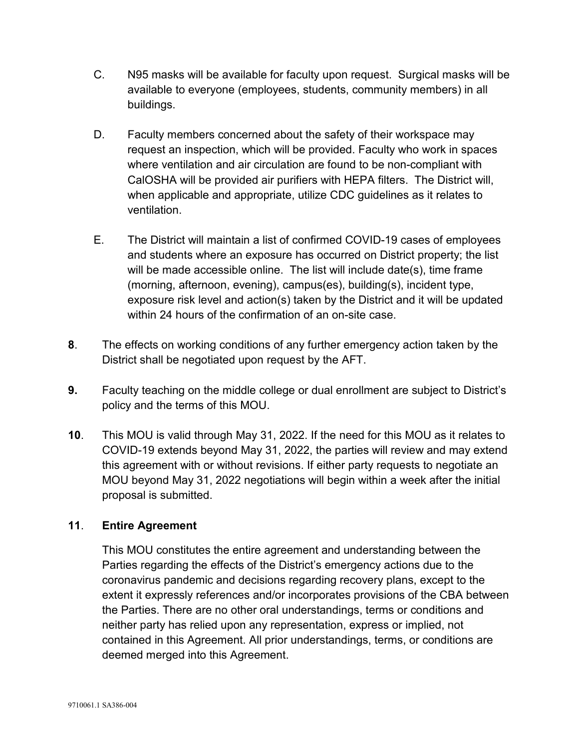C. N95 masks will be available for faculty upon request. Surgical masks will be available to everyone (employees, students, community members) in all buildings.

D. Faculty members concerned about the safety of their workspace may request an inspection, which will be provided. Faculty who work in spaces where ventilation and air circulation are found to be non-compliant with CalOSHA will be provided air purifiers with HEPA filters. The District will, when applicable and appropriate, utilize CDC guidelines as it relates to ventilation.

E. The District will maintain a list of confirmed COVID-19 cases of employees and students where an exposure has occurred on District property; the list will be made accessible online. The list will include date(s), time frame (morning, afternoon, evening), campus(es), building(s), incident type, exposure risk level and action(s) taken by the District and it will be updated within 24 hours of the confirmation of an on-site case.

**8**. The effects on working conditions of any further emergency action taken by the District shall be negotiated upon request by the AFT.

**9.** Faculty teaching on the middle college or dual enrollment are subject to District's policy and the terms of this MOU.

**10**. This MOU is valid through May 31, 2022. If the need for this MOU as it relates to COVID-19 extends beyond May 31, 2022, the parties will review and may extend this agreement with or without revisions. If either party requests to negotiate an MOU beyond May 31, 2022 negotiations will begin within a week after the initial proposal is submitted.

**11**. **Entire Agreement**

This MOU constitutes the entire agreement and understanding between the Parties regarding the effects of the District's emergency actions due to the coronavirus pandemic and decisions regarding recovery plans, except to the extent it expressly references and/or incorporates provisions of the CBA between the Parties. There are no other oral understandings, terms or conditions and neither party has relied upon any representation, express or implied, not contained in this Agreement. All prior understandings, terms, or conditions are deemed merged into this Agreement.

9710061.1 SA386-004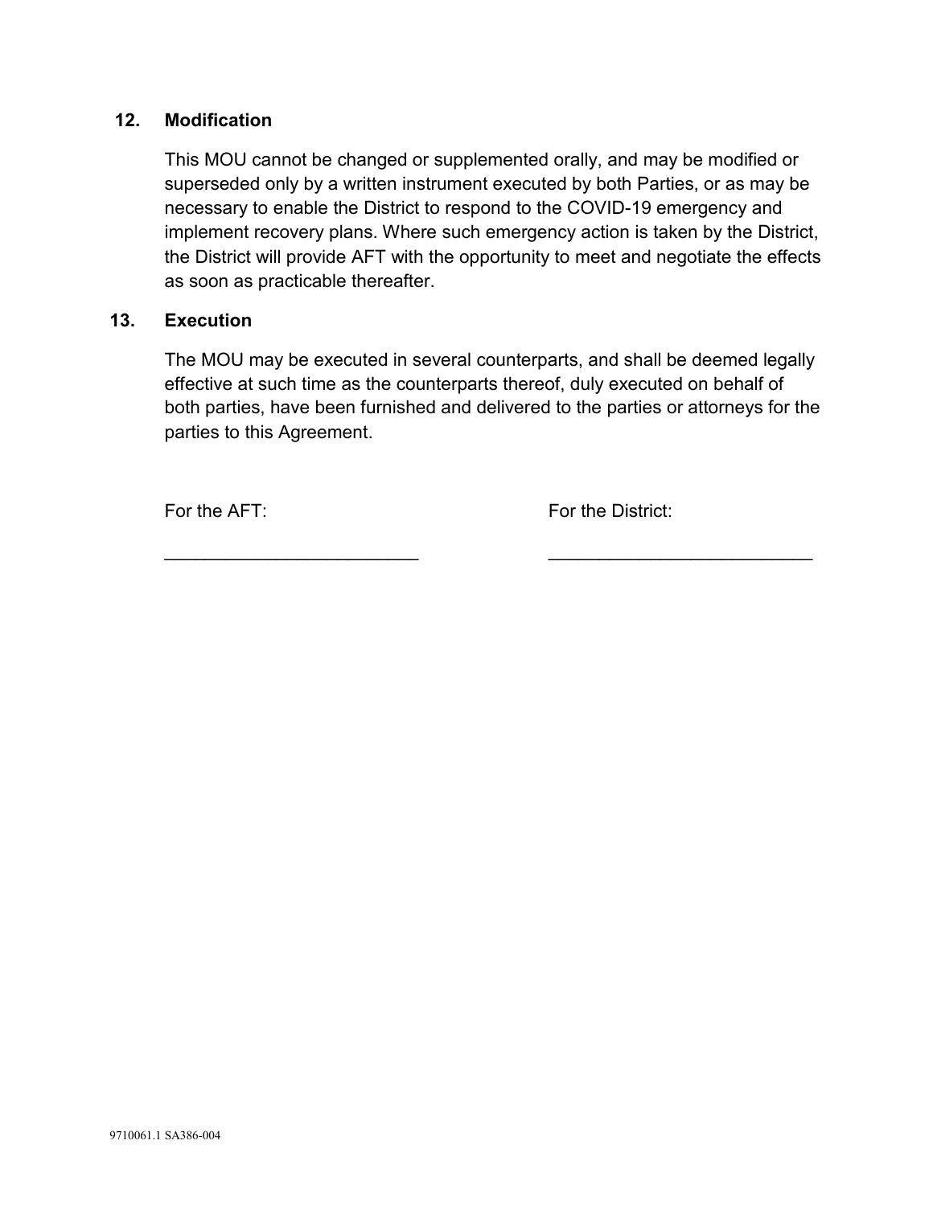## 12. Modification

This MOU cannot be changed or supplemented orally, and may be modified or superseded only by a written instrument executed by both Parties, or as may be necessary to enable the District to respond to the COVID-19 emergency and implement recovery plans. Where such emergency action is taken by the District, the District will provide AFT with the opportunity to meet and negotiate the effects as soon as practicable thereafter.

## 13. Execution

The MOU may be executed in several counterparts, and shall be deemed legally effective at such time as the counterparts thereof, duly executed on behalf of both parties, have been furnished and delivered to the parties or attorneys for the parties to this Agreement.

For the AFT:

___________________________

For the District:

___________________________

9710061.1 SA386-004